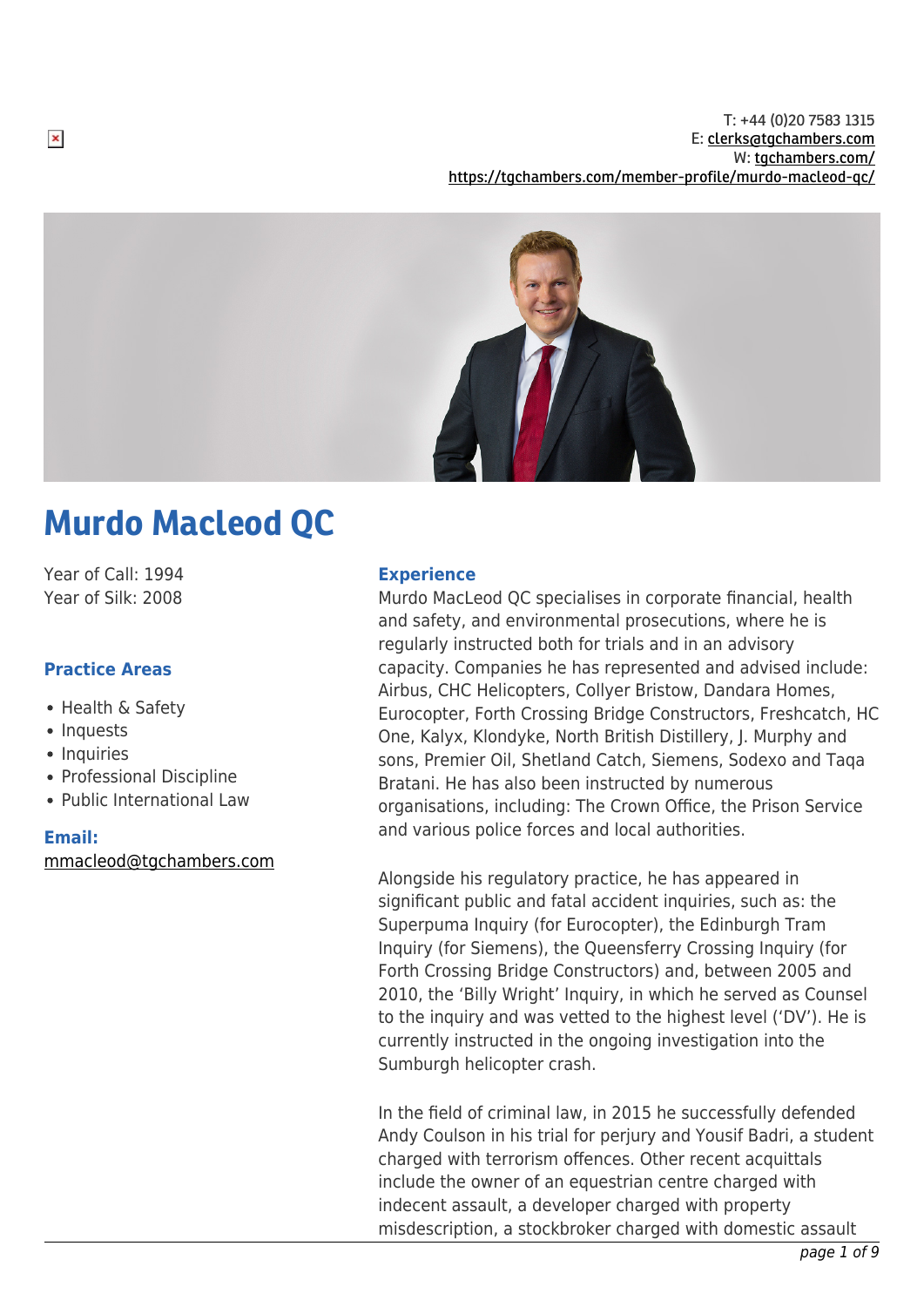T: +44 (0)20 7583 1315
E: clerks@tgchambers.com
W: tgchambers.com/
https://tgchambers.com/member-profile/murdo-macleod-qc/

# Murdo Macleod QC

Year of Call: 1994
Year of Silk: 2008

### Practice Areas

- Health & Safety
- Inquests
- Inquiries
- Professional Discipline
- Public International Law

### Email:

mmacleod@tgchambers.com

### Experience

Murdo MacLeod QC specialises in corporate financial, health and safety, and environmental prosecutions, where he is regularly instructed both for trials and in an advisory capacity. Companies he has represented and advised include: Airbus, CHC Helicopters, Collyer Bristow, Dandara Homes, Eurocopter, Forth Crossing Bridge Constructors, Freshcatch, HC One, Kalyx, Klondyke, North British Distillery, J. Murphy and sons, Premier Oil, Shetland Catch, Siemens, Sodexo and Taqa Bratani. He has also been instructed by numerous organisations, including: The Crown Office, the Prison Service and various police forces and local authorities.

Alongside his regulatory practice, he has appeared in significant public and fatal accident inquiries, such as: the Superpuma Inquiry (for Eurocopter), the Edinburgh Tram Inquiry (for Siemens), the Queensferry Crossing Inquiry (for Forth Crossing Bridge Constructors) and, between 2005 and 2010, the 'Billy Wright' Inquiry, in which he served as Counsel to the inquiry and was vetted to the highest level ('DV'). He is currently instructed in the ongoing investigation into the Sumburgh helicopter crash.

In the field of criminal law, in 2015 he successfully defended Andy Coulson in his trial for perjury and Yousif Badri, a student charged with terrorism offences. Other recent acquittals include the owner of an equestrian centre charged with indecent assault, a developer charged with property misdescription, a stockbroker charged with domestic assault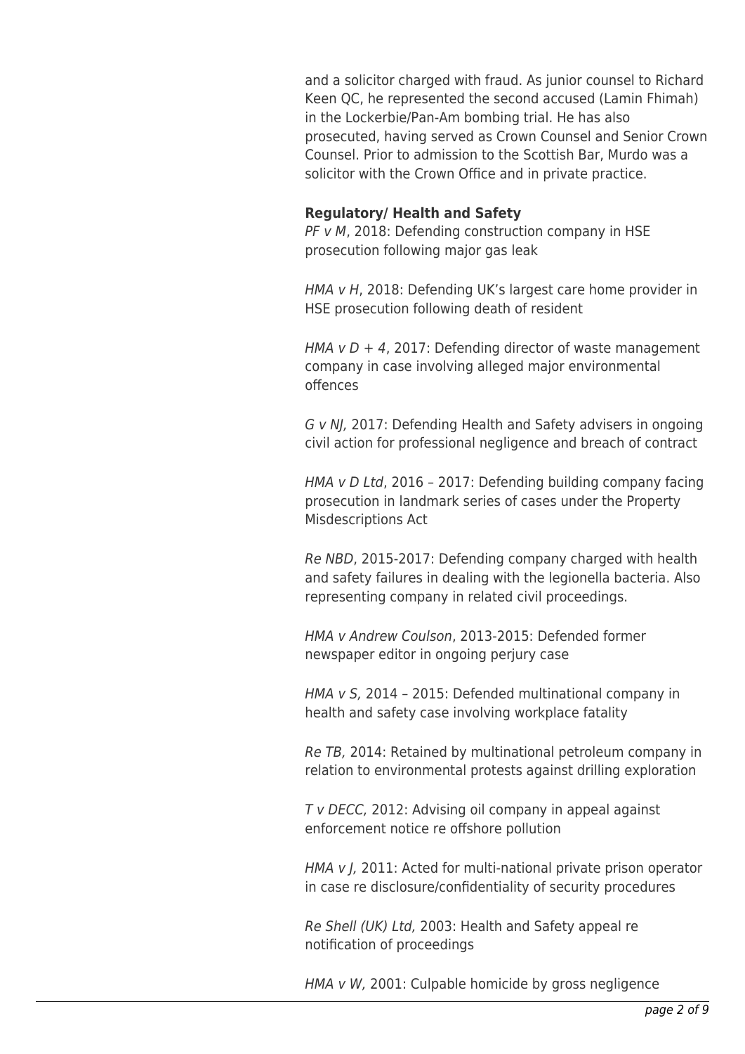and a solicitor charged with fraud. As junior counsel to Richard Keen QC, he represented the second accused (Lamin Fhimah) in the Lockerbie/Pan-Am bombing trial. He has also prosecuted, having served as Crown Counsel and Senior Crown Counsel. Prior to admission to the Scottish Bar, Murdo was a solicitor with the Crown Office and in private practice.

**Regulatory/ Health and Safety**

*PF v M*, 2018: Defending construction company in HSE prosecution following major gas leak

*HMA v H*, 2018: Defending UK's largest care home provider in HSE prosecution following death of resident

*HMA v D + 4*, 2017: Defending director of waste management company in case involving alleged major environmental offences

*G v NJ,* 2017: Defending Health and Safety advisers in ongoing civil action for professional negligence and breach of contract

*HMA v D Ltd*, 2016 – 2017: Defending building company facing prosecution in landmark series of cases under the Property Misdescriptions Act

*Re NBD*, 2015-2017: Defending company charged with health and safety failures in dealing with the legionella bacteria. Also representing company in related civil proceedings.

*HMA v Andrew Coulson*, 2013-2015: Defended former newspaper editor in ongoing perjury case

*HMA v S,* 2014 – 2015: Defended multinational company in health and safety case involving workplace fatality

*Re TB,* 2014: Retained by multinational petroleum company in relation to environmental protests against drilling exploration

*T v DECC,* 2012: Advising oil company in appeal against enforcement notice re offshore pollution

*HMA v J,* 2011: Acted for multi-national private prison operator in case re disclosure/confidentiality of security procedures

*Re Shell (UK) Ltd,* 2003: Health and Safety appeal re notification of proceedings

*HMA v W,* 2001: Culpable homicide by gross negligence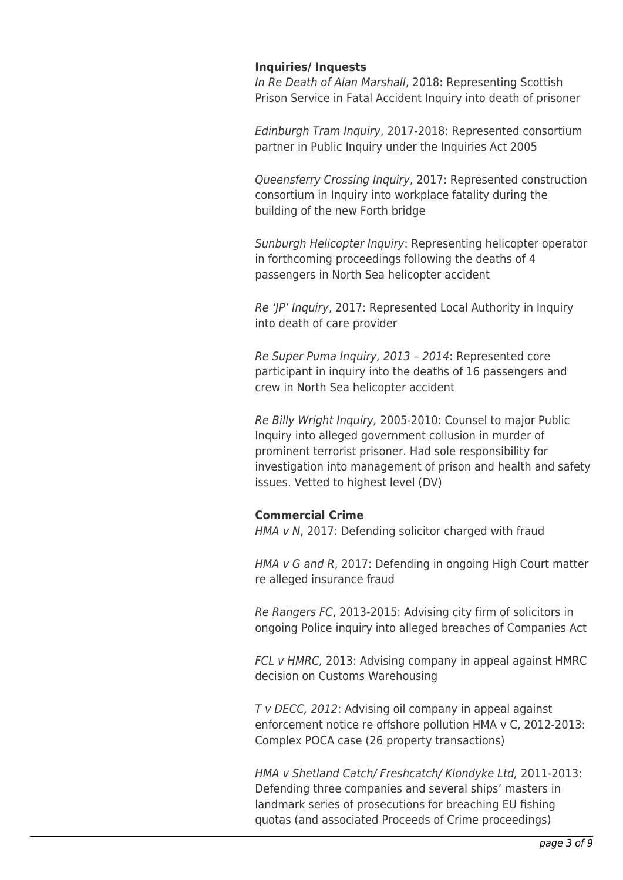**Inquiries/ Inquests**

*In Re Death of Alan Marshall*, 2018: Representing Scottish Prison Service in Fatal Accident Inquiry into death of prisoner

*Edinburgh Tram Inquiry*, 2017-2018: Represented consortium partner in Public Inquiry under the Inquiries Act 2005

*Queensferry Crossing Inquiry*, 2017: Represented construction consortium in Inquiry into workplace fatality during the building of the new Forth bridge

*Sunburgh Helicopter Inquiry*: Representing helicopter operator in forthcoming proceedings following the deaths of 4 passengers in North Sea helicopter accident

*Re 'JP' Inquiry*, 2017: Represented Local Authority in Inquiry into death of care provider

*Re Super Puma Inquiry, 2013 – 2014*: Represented core participant in inquiry into the deaths of 16 passengers and crew in North Sea helicopter accident

*Re Billy Wright Inquiry*, 2005-2010: Counsel to major Public Inquiry into alleged government collusion in murder of prominent terrorist prisoner. Had sole responsibility for investigation into management of prison and health and safety issues. Vetted to highest level (DV)

**Commercial Crime**

*HMA v N*, 2017: Defending solicitor charged with fraud

*HMA v G and R*, 2017: Defending in ongoing High Court matter re alleged insurance fraud

*Re Rangers FC*, 2013-2015: Advising city firm of solicitors in ongoing Police inquiry into alleged breaches of Companies Act

*FCL v HMRC*, 2013: Advising company in appeal against HMRC decision on Customs Warehousing

*T v DECC, 2012*: Advising oil company in appeal against enforcement notice re offshore pollution HMA v C, 2012-2013: Complex POCA case (26 property transactions)

*HMA v Shetland Catch/ Freshcatch/ Klondyke Ltd*, 2011-2013: Defending three companies and several ships' masters in landmark series of prosecutions for breaching EU fishing quotas (and associated Proceeds of Crime proceedings)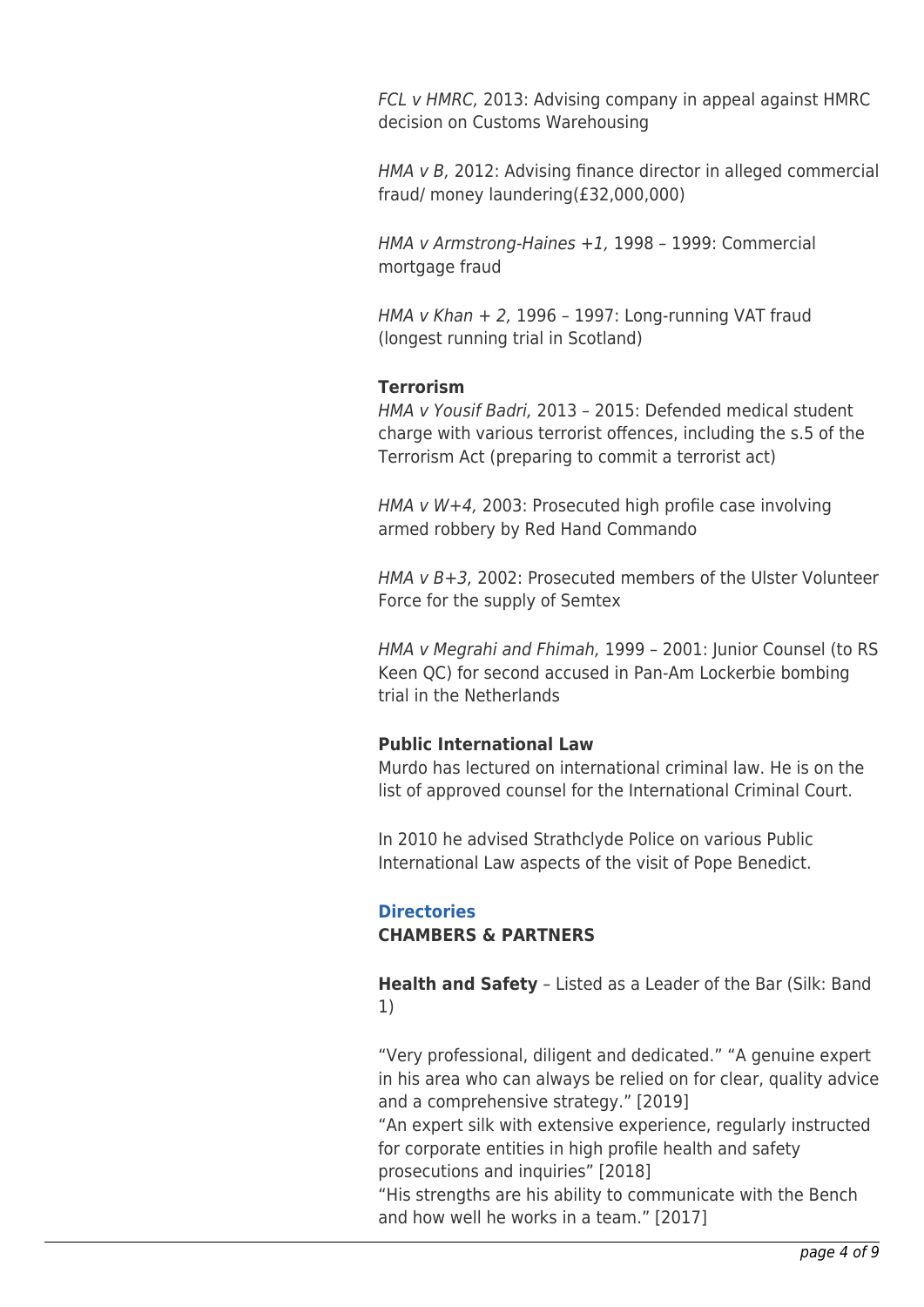*FCL v HMRC*, 2013: Advising company in appeal against HMRC decision on Customs Warehousing

*HMA v B*, 2012: Advising finance director in alleged commercial fraud/ money laundering(£32,000,000)

*HMA v Armstrong-Haines +1*, 1998 – 1999: Commercial mortgage fraud

*HMA v Khan + 2*, 1996 – 1997: Long-running VAT fraud (longest running trial in Scotland)

**Terrorism**

*HMA v Yousif Badri*, 2013 – 2015: Defended medical student charge with various terrorist offences, including the s.5 of the Terrorism Act (preparing to commit a terrorist act)

*HMA v W+4*, 2003: Prosecuted high profile case involving armed robbery by Red Hand Commando

*HMA v B+3*, 2002: Prosecuted members of the Ulster Volunteer Force for the supply of Semtex

*HMA v Megrahi and Fhimah*, 1999 – 2001: Junior Counsel (to RS Keen QC) for second accused in Pan-Am Lockerbie bombing trial in the Netherlands

**Public International Law**

Murdo has lectured on international criminal law. He is on the list of approved counsel for the International Criminal Court.

In 2010 he advised Strathclyde Police on various Public International Law aspects of the visit of Pope Benedict.

**Directories**

**CHAMBERS & PARTNERS**

**Health and Safety** – Listed as a Leader of the Bar (Silk: Band 1)

“Very professional, diligent and dedicated.” “A genuine expert in his area who can always be relied on for clear, quality advice and a comprehensive strategy.” [2019]
“An expert silk with extensive experience, regularly instructed for corporate entities in high profile health and safety prosecutions and inquiries” [2018]
“His strengths are his ability to communicate with the Bench and how well he works in a team.” [2017]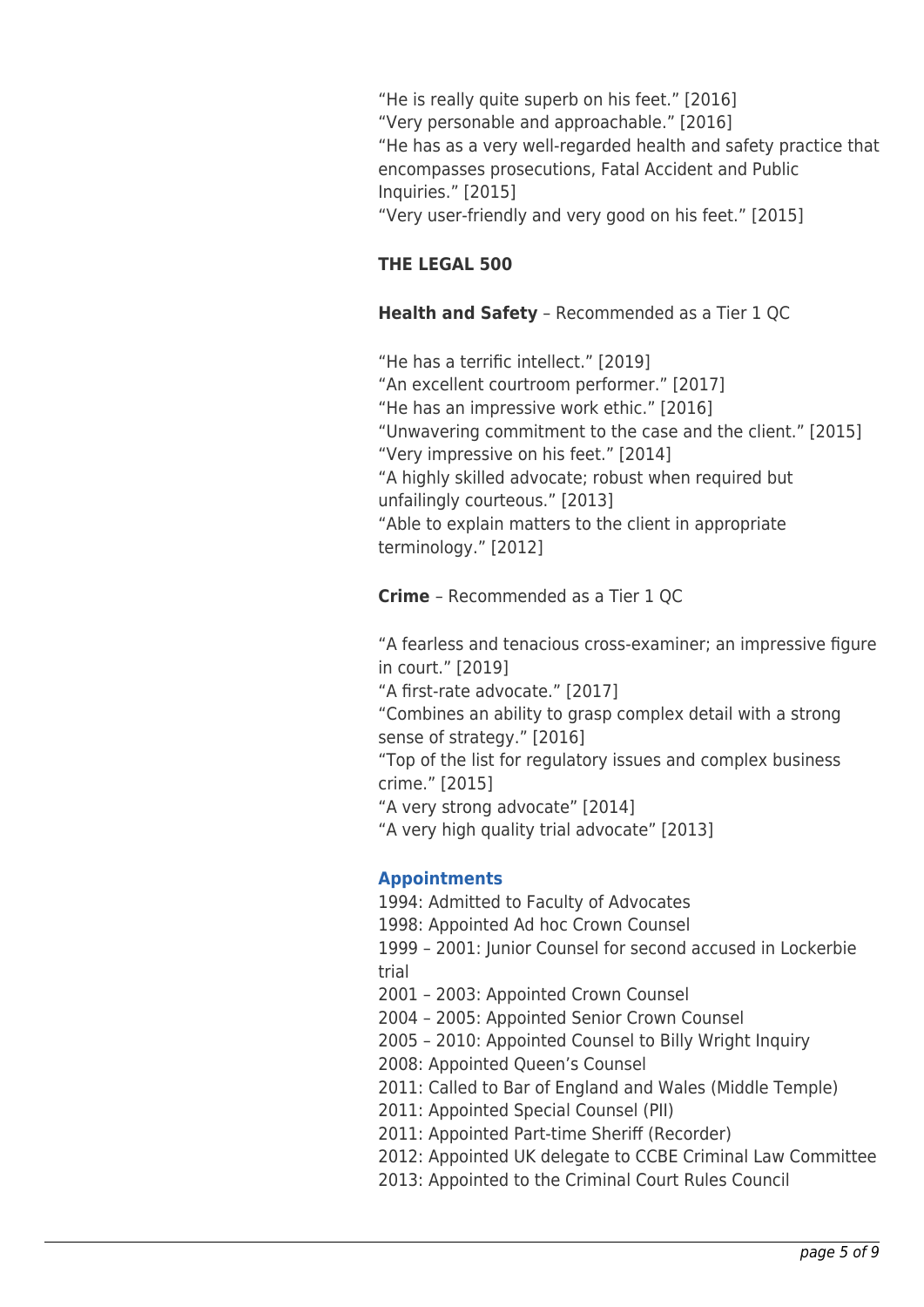"He is really quite superb on his feet." [2016]
"Very personable and approachable." [2016]
"He has as a very well-regarded health and safety practice that encompasses prosecutions, Fatal Accident and Public Inquiries." [2015]
"Very user-friendly and very good on his feet." [2015]

**THE LEGAL 500**

**Health and Safety** – Recommended as a Tier 1 QC

"He has a terrific intellect." [2019]
"An excellent courtroom performer." [2017]
"He has an impressive work ethic." [2016]
"Unwavering commitment to the case and the client." [2015]
"Very impressive on his feet." [2014]
"A highly skilled advocate; robust when required but unfailingly courteous." [2013]
"Able to explain matters to the client in appropriate terminology." [2012]

**Crime** – Recommended as a Tier 1 QC

"A fearless and tenacious cross-examiner; an impressive figure in court." [2019]
"A first-rate advocate." [2017]
"Combines an ability to grasp complex detail with a strong sense of strategy." [2016]
"Top of the list for regulatory issues and complex business crime." [2015]
"A very strong advocate" [2014]
"A very high quality trial advocate" [2013]

## Appointments

1994: Admitted to Faculty of Advocates
1998: Appointed Ad hoc Crown Counsel
1999 – 2001: Junior Counsel for second accused in Lockerbie trial
2001 – 2003: Appointed Crown Counsel
2004 – 2005: Appointed Senior Crown Counsel
2005 – 2010: Appointed Counsel to Billy Wright Inquiry
2008: Appointed Queen's Counsel
2011: Called to Bar of England and Wales (Middle Temple)
2011: Appointed Special Counsel (PII)
2011: Appointed Part-time Sheriff (Recorder)
2012: Appointed UK delegate to CCBE Criminal Law Committee
2013: Appointed to the Criminal Court Rules Council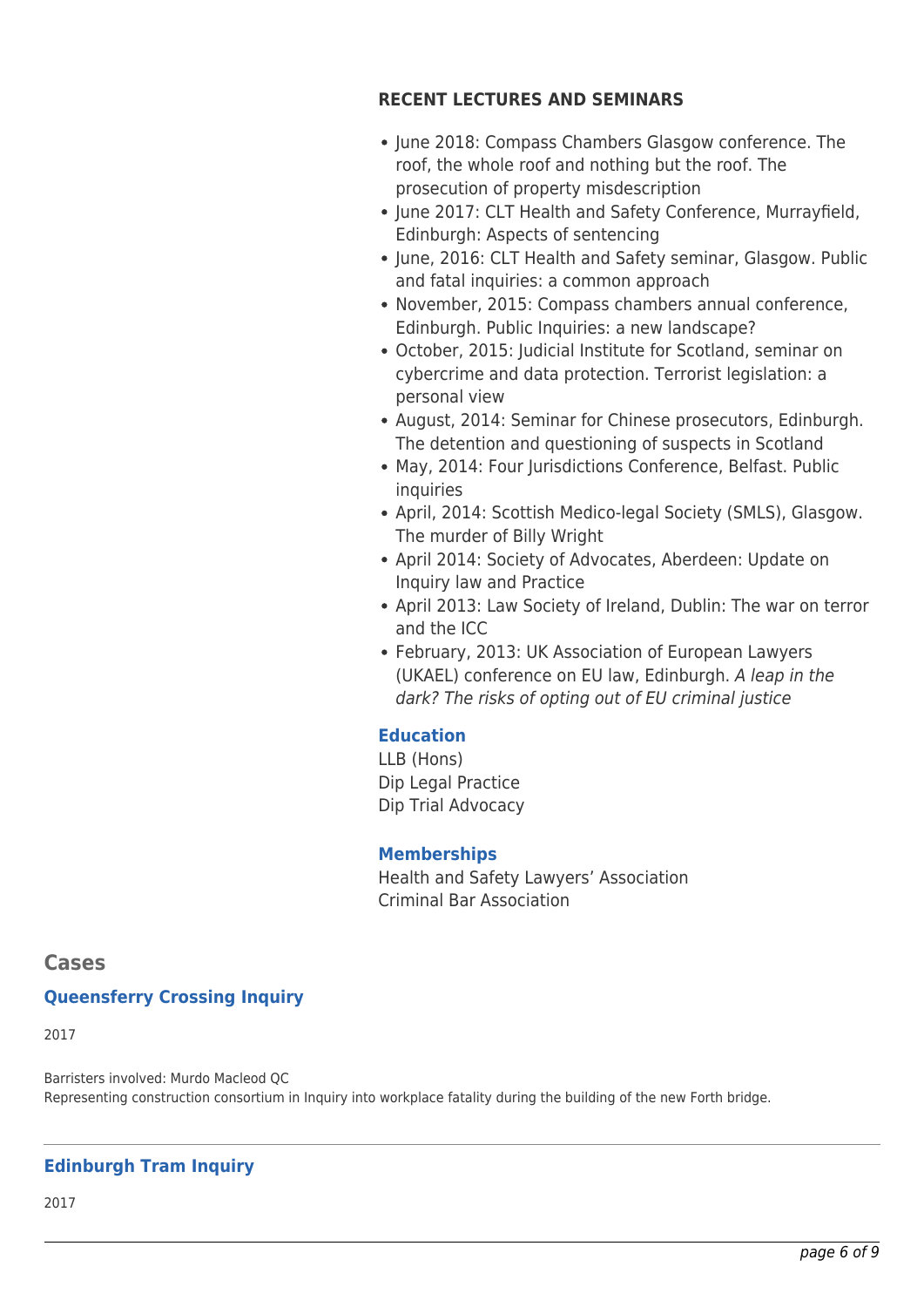**RECENT LECTURES AND SEMINARS**

- June 2018: Compass Chambers Glasgow conference. The roof, the whole roof and nothing but the roof. The prosecution of property misdescription
- June 2017: CLT Health and Safety Conference, Murrayfield, Edinburgh: Aspects of sentencing
- June, 2016: CLT Health and Safety seminar, Glasgow. Public and fatal inquiries: a common approach
- November, 2015: Compass chambers annual conference, Edinburgh. Public Inquiries: a new landscape?
- October, 2015: Judicial Institute for Scotland, seminar on cybercrime and data protection. Terrorist legislation: a personal view
- August, 2014: Seminar for Chinese prosecutors, Edinburgh. The detention and questioning of suspects in Scotland
- May, 2014: Four Jurisdictions Conference, Belfast. Public inquiries
- April, 2014: Scottish Medico-legal Society (SMLS), Glasgow. The murder of Billy Wright
- April 2014: Society of Advocates, Aberdeen: Update on Inquiry law and Practice
- April 2013: Law Society of Ireland, Dublin: The war on terror and the ICC
- February, 2013: UK Association of European Lawyers (UKAEL) conference on EU law, Edinburgh. *A leap in the dark? The risks of opting out of EU criminal justice*

### Education

LLB (Hons)
Dip Legal Practice
Dip Trial Advocacy

### Memberships

Health and Safety Lawyers' Association
Criminal Bar Association

## Cases

### Queensferry Crossing Inquiry

2017

Barristers involved: Murdo Macleod QC
Representing construction consortium in Inquiry into workplace fatality during the building of the new Forth bridge.

---

### Edinburgh Tram Inquiry

2017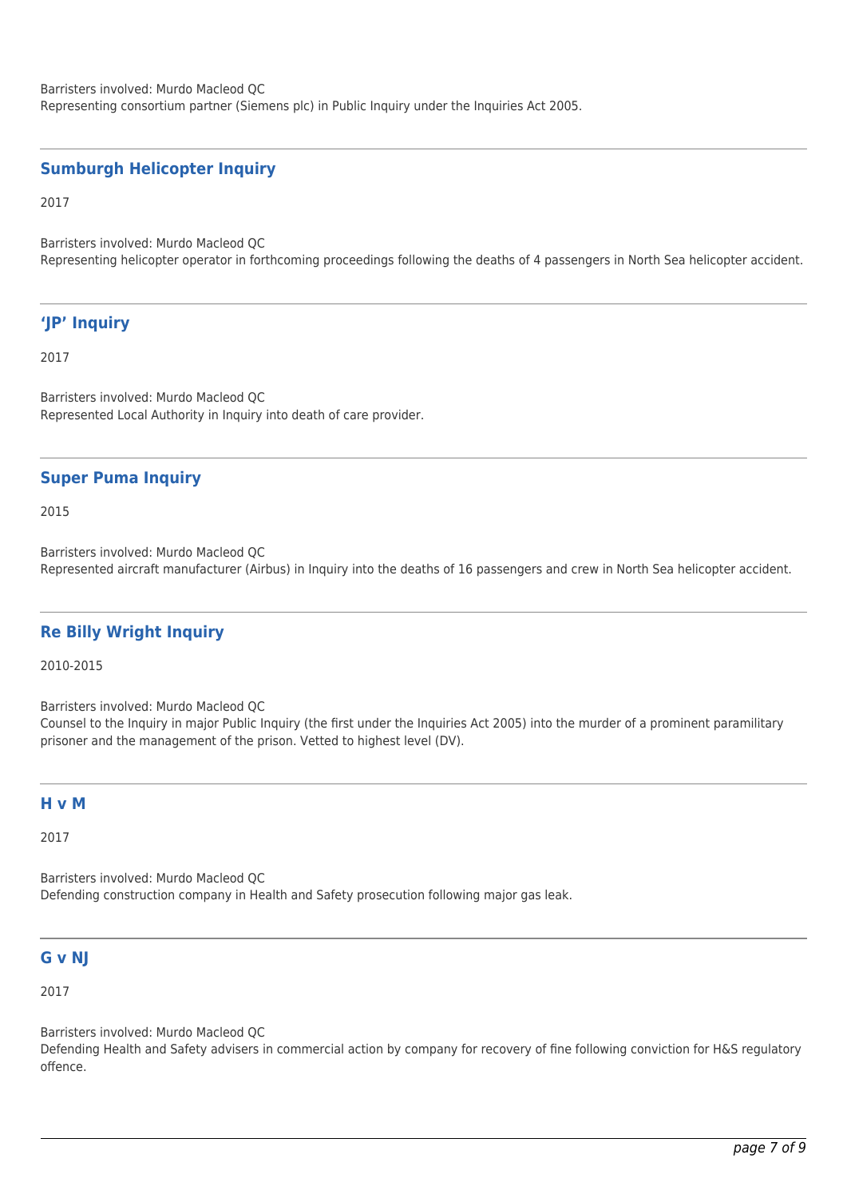Barristers involved: Murdo Macleod QC
Representing consortium partner (Siemens plc) in Public Inquiry under the Inquiries Act 2005.

---

## Sumburgh Helicopter Inquiry

2017

Barristers involved: Murdo Macleod QC
Representing helicopter operator in forthcoming proceedings following the deaths of 4 passengers in North Sea helicopter accident.

---

## 'JP' Inquiry

2017

Barristers involved: Murdo Macleod QC
Represented Local Authority in Inquiry into death of care provider.

---

## Super Puma Inquiry

2015

Barristers involved: Murdo Macleod QC
Represented aircraft manufacturer (Airbus) in Inquiry into the deaths of 16 passengers and crew in North Sea helicopter accident.

---

## Re Billy Wright Inquiry

2010-2015

Barristers involved: Murdo Macleod QC
Counsel to the Inquiry in major Public Inquiry (the first under the Inquiries Act 2005) into the murder of a prominent paramilitary prisoner and the management of the prison. Vetted to highest level (DV).

---

## H v M

2017

Barristers involved: Murdo Macleod QC
Defending construction company in Health and Safety prosecution following major gas leak.

---

## G v NJ

2017

Barristers involved: Murdo Macleod QC
Defending Health and Safety advisers in commercial action by company for recovery of fine following conviction for H&S regulatory offence.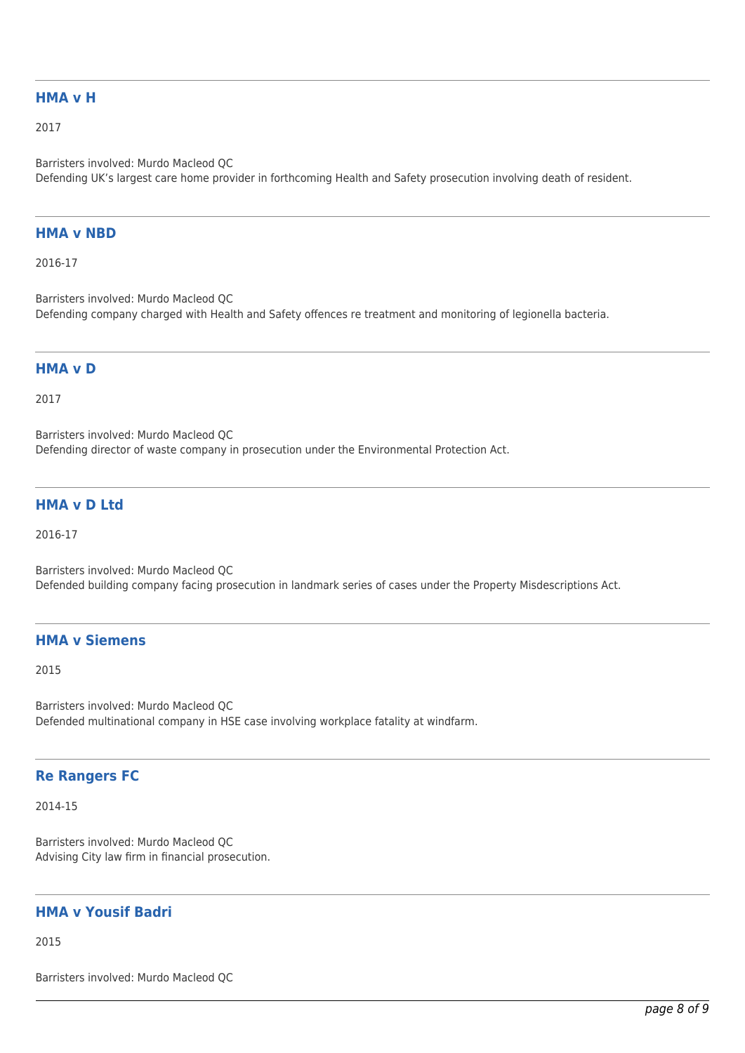---

### HMA v H

2017

Barristers involved: Murdo Macleod QC
Defending UK's largest care home provider in forthcoming Health and Safety prosecution involving death of resident.

---

### HMA v NBD

2016-17

Barristers involved: Murdo Macleod QC
Defending company charged with Health and Safety offences re treatment and monitoring of legionella bacteria.

---

### HMA v D

2017

Barristers involved: Murdo Macleod QC
Defending director of waste company in prosecution under the Environmental Protection Act.

---

### HMA v D Ltd

2016-17

Barristers involved: Murdo Macleod QC
Defended building company facing prosecution in landmark series of cases under the Property Misdescriptions Act.

---

### HMA v Siemens

2015

Barristers involved: Murdo Macleod QC
Defended multinational company in HSE case involving workplace fatality at windfarm.

---

### Re Rangers FC

2014-15

Barristers involved: Murdo Macleod QC
Advising City law firm in financial prosecution.

---

### HMA v Yousif Badri

2015

Barristers involved: Murdo Macleod QC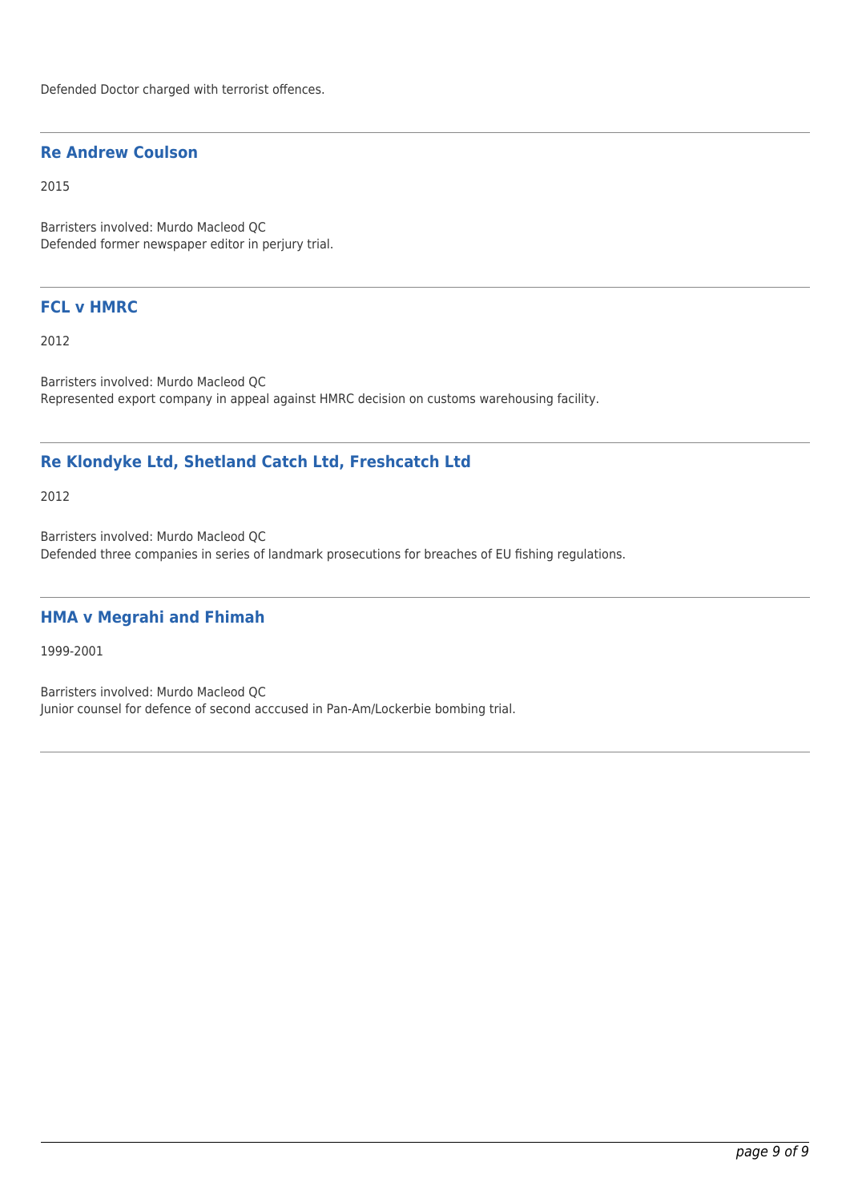Defended Doctor charged with terrorist offences.

---

### Re Andrew Coulson

2015

Barristers involved: Murdo Macleod QC
Defended former newspaper editor in perjury trial.

---

### FCL v HMRC

2012

Barristers involved: Murdo Macleod QC
Represented export company in appeal against HMRC decision on customs warehousing facility.

---

### Re Klondyke Ltd, Shetland Catch Ltd, Freshcatch Ltd

2012

Barristers involved: Murdo Macleod QC
Defended three companies in series of landmark prosecutions for breaches of EU fishing regulations.

---

### HMA v Megrahi and Fhimah

1999-2001

Barristers involved: Murdo Macleod QC
Junior counsel for defence of second acccused in Pan-Am/Lockerbie bombing trial.